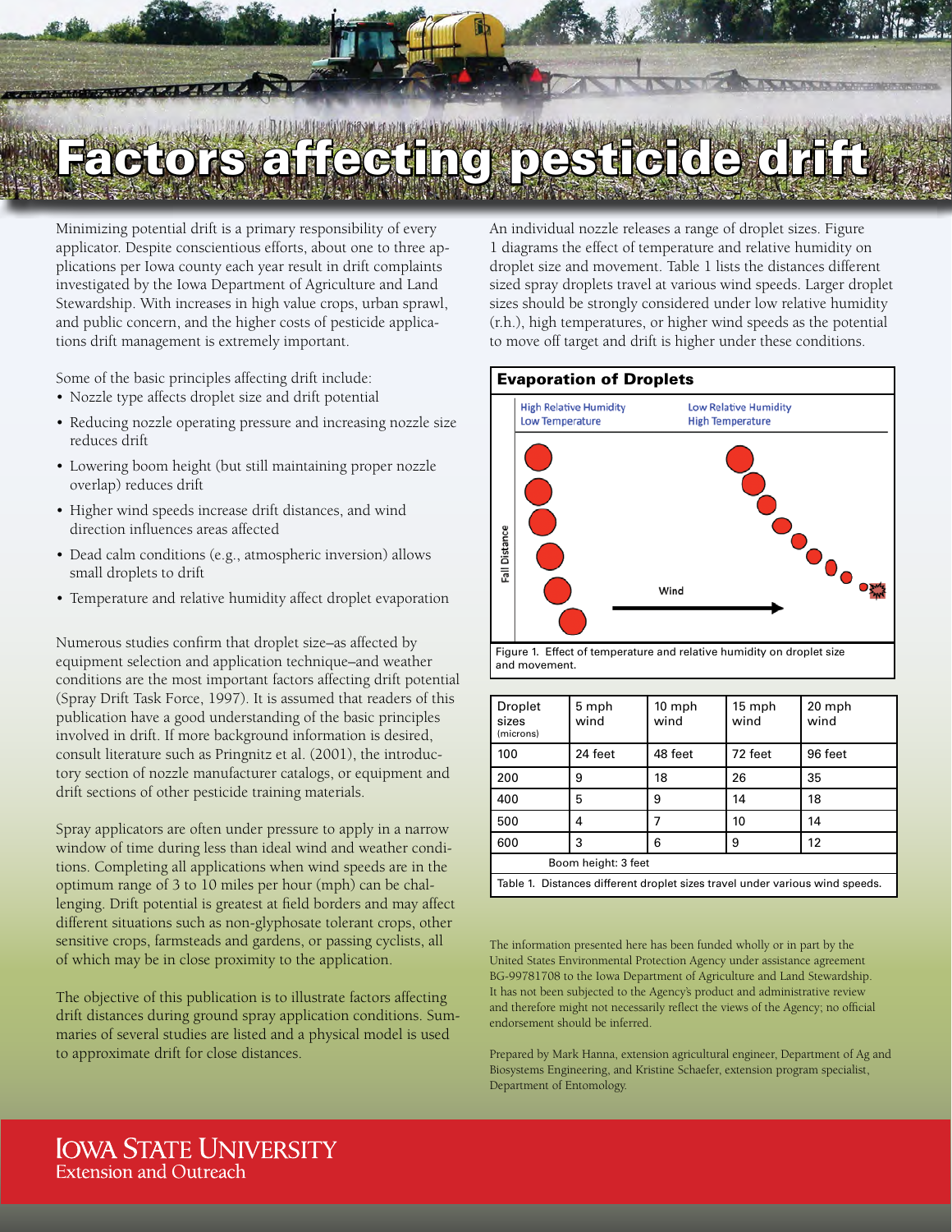# Factors affecting pesticide drift

Minimizing potential drift is a primary responsibility of every applicator. Despite conscientious efforts, about one to three applications per Iowa county each year result in drift complaints investigated by the Iowa Department of Agriculture and Land Stewardship. With increases in high value crops, urban sprawl, and public concern, and the higher costs of pesticide applications drift management is extremely important.

Some of the basic principles affecting drift include:

- Nozzle type affects droplet size and drift potential
- Reducing nozzle operating pressure and increasing nozzle size reduces drift
- Lowering boom height (but still maintaining proper nozzle overlap) reduces drift
- Higher wind speeds increase drift distances, and wind direction influences areas affected
- Dead calm conditions (e.g., atmospheric inversion) allows small droplets to drift
- Temperature and relative humidity affect droplet evaporation

Numerous studies confirm that droplet size–as affected by equipment selection and application technique–and weather conditions are the most important factors affecting drift potential (Spray Drift Task Force, 1997). It is assumed that readers of this publication have a good understanding of the basic principles involved in drift. If more background information is desired, consult literature such as Pringnitz et al. (2001), the introductory section of nozzle manufacturer catalogs, or equipment and drift sections of other pesticide training materials.

Spray applicators are often under pressure to apply in a narrow window of time during less than ideal wind and weather conditions. Completing all applications when wind speeds are in the optimum range of 3 to 10 miles per hour (mph) can be challenging. Drift potential is greatest at field borders and may affect different situations such as non-glyphosate tolerant crops, other sensitive crops, farmsteads and gardens, or passing cyclists, all of which may be in close proximity to the application.

The objective of this publication is to illustrate factors affecting drift distances during ground spray application conditions. Summaries of several studies are listed and a physical model is used to approximate drift for close distances.

An individual nozzle releases a range of droplet sizes. Figure 1 diagrams the effect of temperature and relative humidity on droplet size and movement. Table 1 lists the distances different sized spray droplets travel at various wind speeds. Larger droplet sizes should be strongly considered under low relative humidity (r.h.), high temperatures, or higher wind speeds as the potential to move off target and drift is higher under these conditions.

**Evaporation of Droplets**

High Relative Humidity / Low Temperature — Low Relative Humidity / High Temperature

Fall Distance — Wind

Figure 1. Effect of temperature and relative humidity on droplet size and movement.

| Droplet sizes (microns) | 5 mph wind | 10 mph wind | 15 mph wind | 20 mph wind |
|---|---|---|---|---|
| 100 | 24 feet | 48 feet | 72 feet | 96 feet |
| 200 | 9 | 18 | 26 | 35 |
| 400 | 5 | 9 | 14 | 18 |
| 500 | 4 | 7 | 10 | 14 |
| 600 | 3 | 6 | 9 | 12 |
| Boom height: 3 feet | | | | |

Table 1. Distances different droplet sizes travel under various wind speeds.

The information presented here has been funded wholly or in part by the United States Environmental Protection Agency under assistance agreement BG-99781708 to the Iowa Department of Agriculture and Land Stewardship. It has not been subjected to the Agency's product and administrative review and therefore might not necessarily reflect the views of the Agency; no official endorsement should be inferred.

Prepared by Mark Hanna, extension agricultural engineer, Department of Ag and Biosystems Engineering, and Kristine Schaefer, extension program specialist, Department of Entomology.

IOWA STATE UNIVERSITY
Extension and Outreach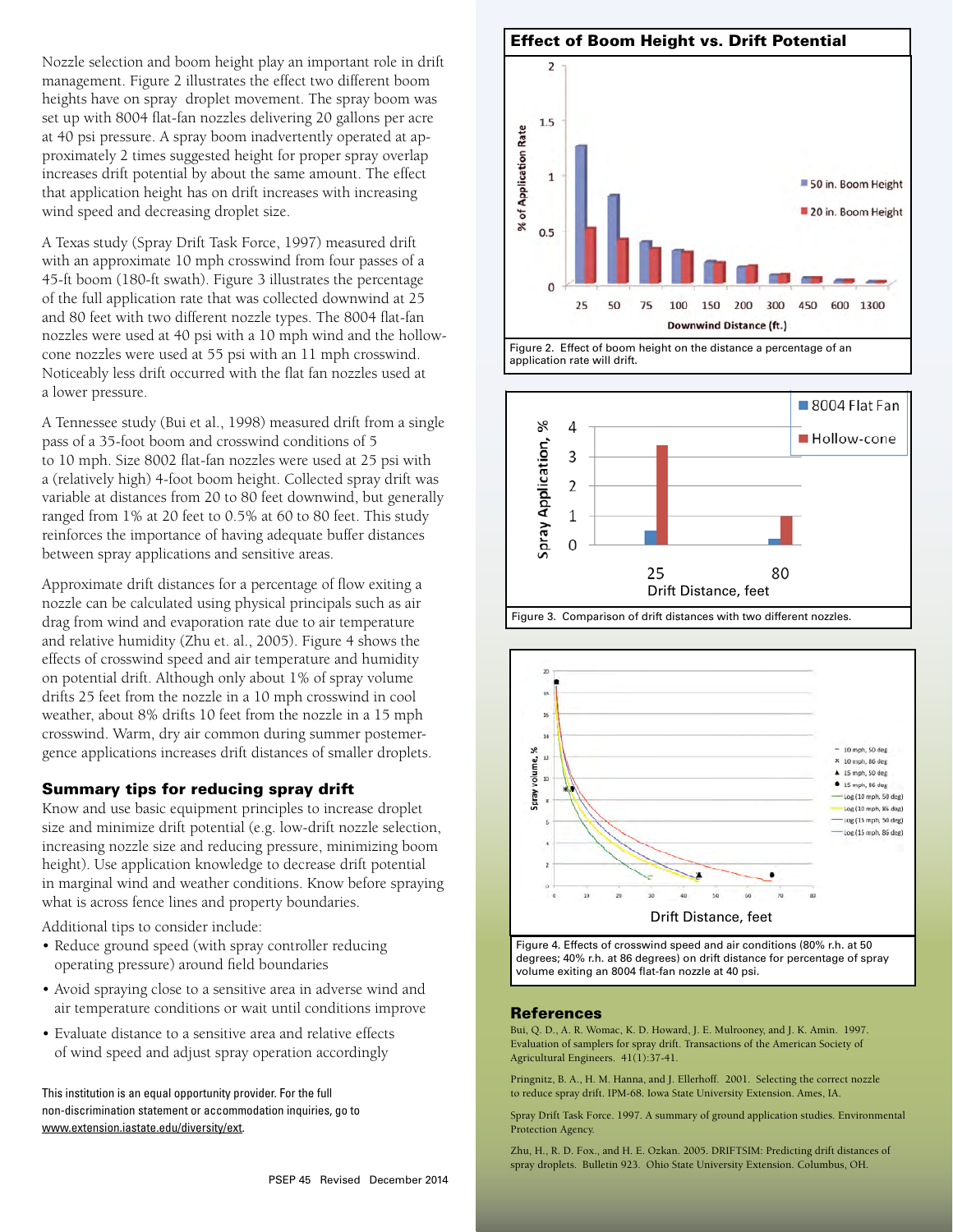Nozzle selection and boom height play an important role in drift management. Figure 2 illustrates the effect two different boom heights have on spray droplet movement. The spray boom was set up with 8004 flat-fan nozzles delivering 20 gallons per acre at 40 psi pressure. A spray boom inadvertently operated at approximately 2 times suggested height for proper spray overlap increases drift potential by about the same amount. The effect that application height has on drift increases with increasing wind speed and decreasing droplet size.

A Texas study (Spray Drift Task Force, 1997) measured drift with an approximate 10 mph crosswind from four passes of a 45-ft boom (180-ft swath). Figure 3 illustrates the percentage of the full application rate that was collected downwind at 25 and 80 feet with two different nozzle types. The 8004 flat-fan nozzles were used at 40 psi with a 10 mph wind and the hollow-cone nozzles were used at 55 psi with an 11 mph crosswind. Noticeably less drift occurred with the flat fan nozzles used at a lower pressure.

A Tennessee study (Bui et al., 1998) measured drift from a single pass of a 35-foot boom and crosswind conditions of 5 to 10 mph. Size 8002 flat-fan nozzles were used at 25 psi with a (relatively high) 4-foot boom height. Collected spray drift was variable at distances from 20 to 80 feet downwind, but generally ranged from 1% at 20 feet to 0.5% at 60 to 80 feet. This study reinforces the importance of having adequate buffer distances between spray applications and sensitive areas.

Approximate drift distances for a percentage of flow exiting a nozzle can be calculated using physical principals such as air drag from wind and evaporation rate due to air temperature and relative humidity (Zhu et. al., 2005). Figure 4 shows the effects of crosswind speed and air temperature and humidity on potential drift. Although only about 1% of spray volume drifts 25 feet from the nozzle in a 10 mph crosswind in cool weather, about 8% drifts 10 feet from the nozzle in a 15 mph crosswind. Warm, dry air common during summer postemergence applications increases drift distances of smaller droplets.

## Summary tips for reducing spray drift

Know and use basic equipment principles to increase droplet size and minimize drift potential (e.g. low-drift nozzle selection, increasing nozzle size and reducing pressure, minimizing boom height). Use application knowledge to decrease drift potential in marginal wind and weather conditions. Know before spraying what is across fence lines and property boundaries.

Additional tips to consider include:

- Reduce ground speed (with spray controller reducing operating pressure) around field boundaries
- Avoid spraying close to a sensitive area in adverse wind and air temperature conditions or wait until conditions improve
- Evaluate distance to a sensitive area and relative effects of wind speed and adjust spray operation accordingly

This institution is an equal opportunity provider. For the full non-discrimination statement or accommodation inquiries, go to www.extension.iastate.edu/diversity/ext.

PSEP 45 Revised December 2014

**Effect of Boom Height vs. Drift Potential**

% of Application Rate
2
1.5
1
0.5
0
25 50 75 100 150 200 300 450 600 1300
Downwind Distance (ft.)
50 in. Boom Height
20 in. Boom Height

Figure 2. Effect of boom height on the distance a percentage of an application rate will drift.

Spray Application, %
4
3
2
1
0
25 80
Drift Distance, feet
8004 Flat Fan
Hollow-cone

Figure 3. Comparison of drift distances with two different nozzles.

Spray volume, %
20
18
16
14
12
10
8
6
4
2
0
0 10 20 30 40 50 60 70 80
Drift Distance, feet
10 mph, 50 deg
10 mph, 86 deg
15 mph, 50 deg
15 mph, 86 deg
Log (10 mph, 50 deg)
Log (10 mph, 86 deg)
Log (15 mph, 50 deg)
Log (15 mph, 86 deg)

Figure 4. Effects of crosswind speed and air conditions (80% r.h. at 50 degrees; 40% r.h. at 86 degrees) on drift distance for percentage of spray volume exiting an 8004 flat-fan nozzle at 40 psi.

## References

Bui, Q. D., A. R. Womac, K. D. Howard, J. E. Mulrooney, and J. K. Amin. 1997. Evaluation of samplers for spray drift. Transactions of the American Society of Agricultural Engineers. 41(1):37-41.

Pringnitz, B. A., H. M. Hanna, and J. Ellerhoff. 2001. Selecting the correct nozzle to reduce spray drift. IPM-68. Iowa State University Extension. Ames, IA.

Spray Drift Task Force. 1997. A summary of ground application studies. Environmental Protection Agency.

Zhu, H., R. D. Fox., and H. E. Ozkan. 2005. DRIFTSIM: Predicting drift distances of spray droplets. Bulletin 923. Ohio State University Extension. Columbus, OH.